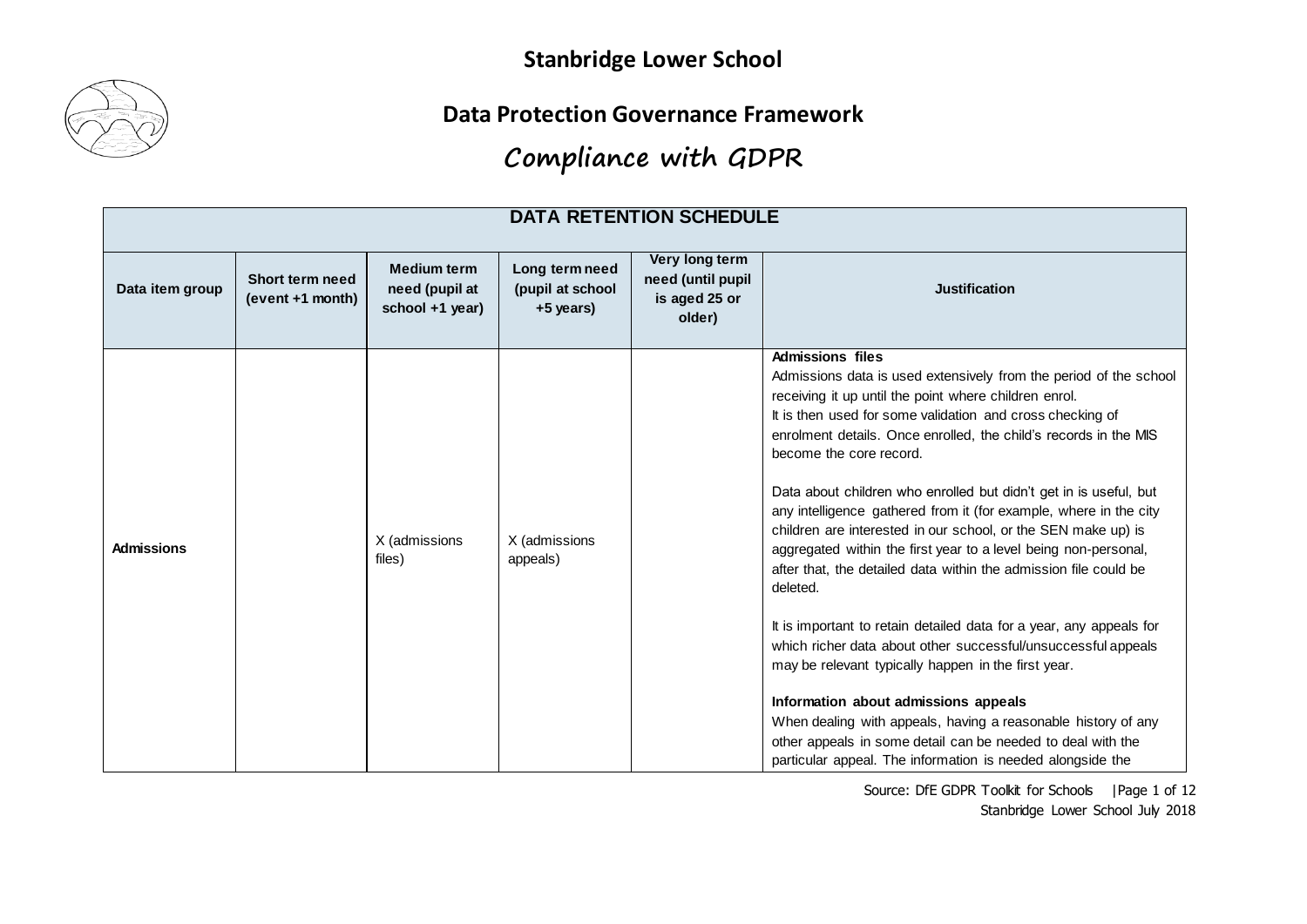# Stanbridge Lower School

## Data Protection Governance Framework

## Compliance with GDPR

| DATA RETENTION SCHEDULE | | | | | |
|---|---|---|---|---|---|
| **Data item group** | **Short term need (event +1 month)** | **Medium term need (pupil at school +1 year)** | **Long term need (pupil at school +5 years)** | **Very long term need (until pupil is aged 25 or older)** | **Justification** |
| **Admissions** | | X (admissions files) | X (admissions appeals) | | **Admissions files**<br>Admissions data is used extensively from the period of the school receiving it up until the point where children enrol.<br>It is then used for some validation and cross checking of enrolment details. Once enrolled, the child's records in the MIS become the core record.<br><br>Data about children who enrolled but didn't get in is useful, but any intelligence gathered from it (for example, where in the city children are interested in our school, or the SEN make up) is aggregated within the first year to a level being non-personal, after that, the detailed data within the admission file could be deleted.<br><br>It is important to retain detailed data for a year, any appeals for which richer data about other successful/unsuccessful appeals may be relevant typically happen in the first year.<br><br>**Information about admissions appeals**<br>When dealing with appeals, having a reasonable history of any other appeals in some detail can be needed to deal with the particular appeal. The information is needed alongside the |

Source: DfE GDPR Toolkit for Schools

Stanbridge Lower School July 2018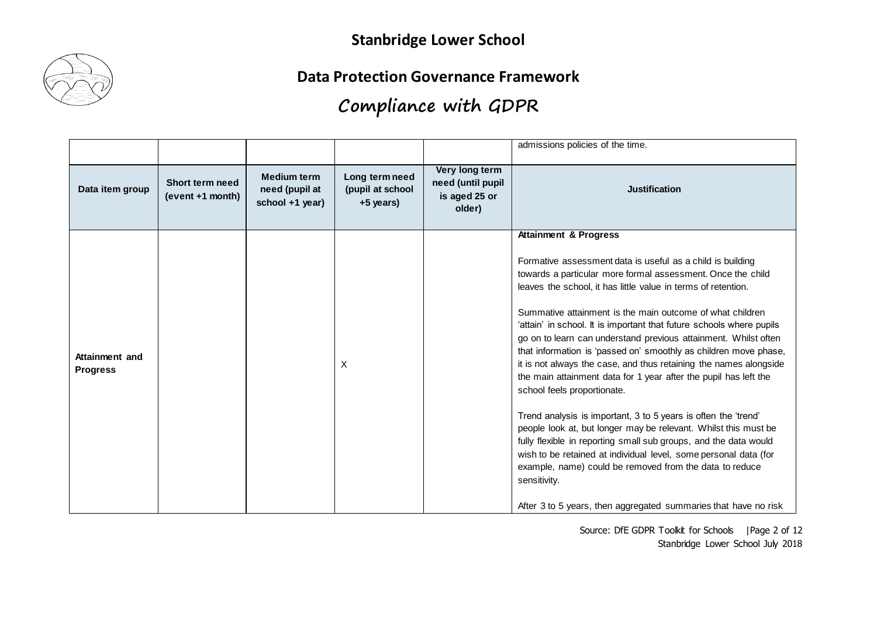## Stanbridge Lower School

## Data Protection Governance Framework

## Compliance with GDPR

| | | | | | admissions policies of the time. |
|---|---|---|---|---|---|
| **Data item group** | **Short term need (event +1 month)** | **Medium term need (pupil at school +1 year)** | **Long term need (pupil at school +5 years)** | **Very long term need (until pupil is aged 25 or older)** | **Justification** |
| **Attainment and Progress** | | | X | | **Attainment & Progress**<br><br>Formative assessment data is useful as a child is building towards a particular more formal assessment. Once the child leaves the school, it has little value in terms of retention.<br><br>Summative attainment is the main outcome of what children 'attain' in school. It is important that future schools where pupils go on to learn can understand previous attainment. Whilst often that information is 'passed on' smoothly as children move phase, it is not always the case, and thus retaining the names alongside the main attainment data for 1 year after the pupil has left the school feels proportionate.<br><br>Trend analysis is important, 3 to 5 years is often the 'trend' people look at, but longer may be relevant. Whilst this must be fully flexible in reporting small sub groups, and the data would wish to be retained at individual level, some personal data (for example, name) could be removed from the data to reduce sensitivity.<br><br>After 3 to 5 years, then aggregated summaries that have no risk |

Source: DfE GDPR Toolkit for Schools

Stanbridge Lower School July 2018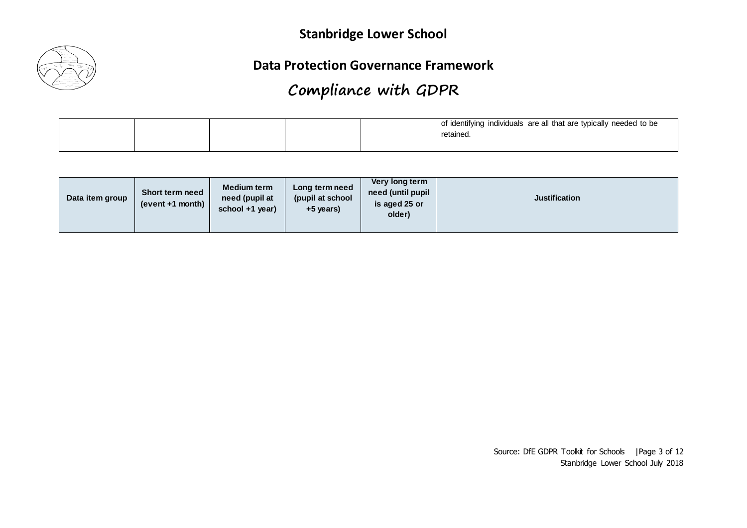# Stanbridge Lower School

## Data Protection Governance Framework

## Compliance with GDPR

| | | | | | |
|---|---|---|---|---|---|
| | | | | | of identifying individuals are all that are typically needed to be retained. |

| Data item group | Short term need (event +1 month) | Medium term need (pupil at school +1 year) | Long term need (pupil at school +5 years) | Very long term need (until pupil is aged 25 or older) | Justification |
|---|---|---|---|---|---|

Source: DfE GDPR Toolkit for Schools

Stanbridge Lower School July 2018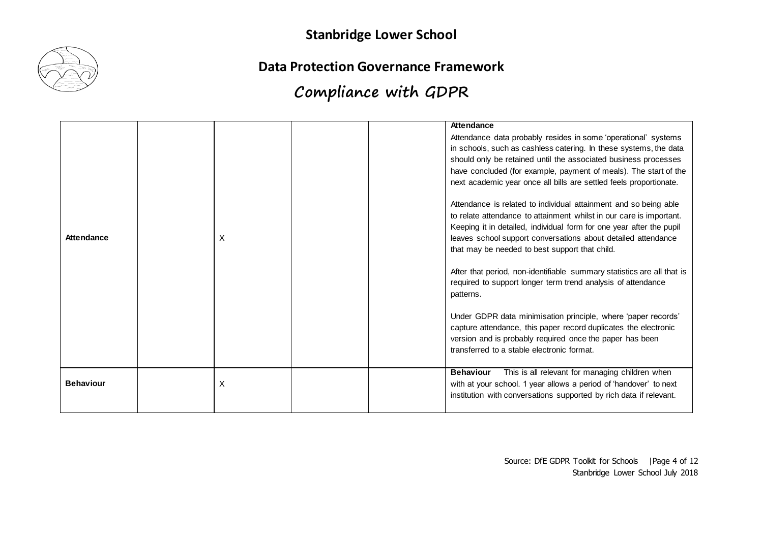# Stanbridge Lower School

## Data Protection Governance Framework

## Compliance with GDPR

| | | | | | |
|---|---|---|---|---|---|
| **Attendance** | | X | | | **Attendance**<br>Attendance data probably resides in some 'operational' systems in schools, such as cashless catering. In these systems, the data should only be retained until the associated business processes have concluded (for example, payment of meals). The start of the next academic year once all bills are settled feels proportionate.<br><br>Attendance is related to individual attainment and so being able to relate attendance to attainment whilst in our care is important. Keeping it in detailed, individual form for one year after the pupil leaves school support conversations about detailed attendance that may be needed to best support that child.<br><br>After that period, non-identifiable summary statistics are all that is required to support longer term trend analysis of attendance patterns.<br><br>Under GDPR data minimisation principle, where 'paper records' capture attendance, this paper record duplicates the electronic version and is probably required once the paper has been transferred to a stable electronic format. |
| **Behaviour** | | X | | | **Behaviour** This is all relevant for managing children when with at your school. 1 year allows a period of 'handover' to next institution with conversations supported by rich data if relevant. |

Source: DfE GDPR Toolkit for Schools
Stanbridge Lower School July 2018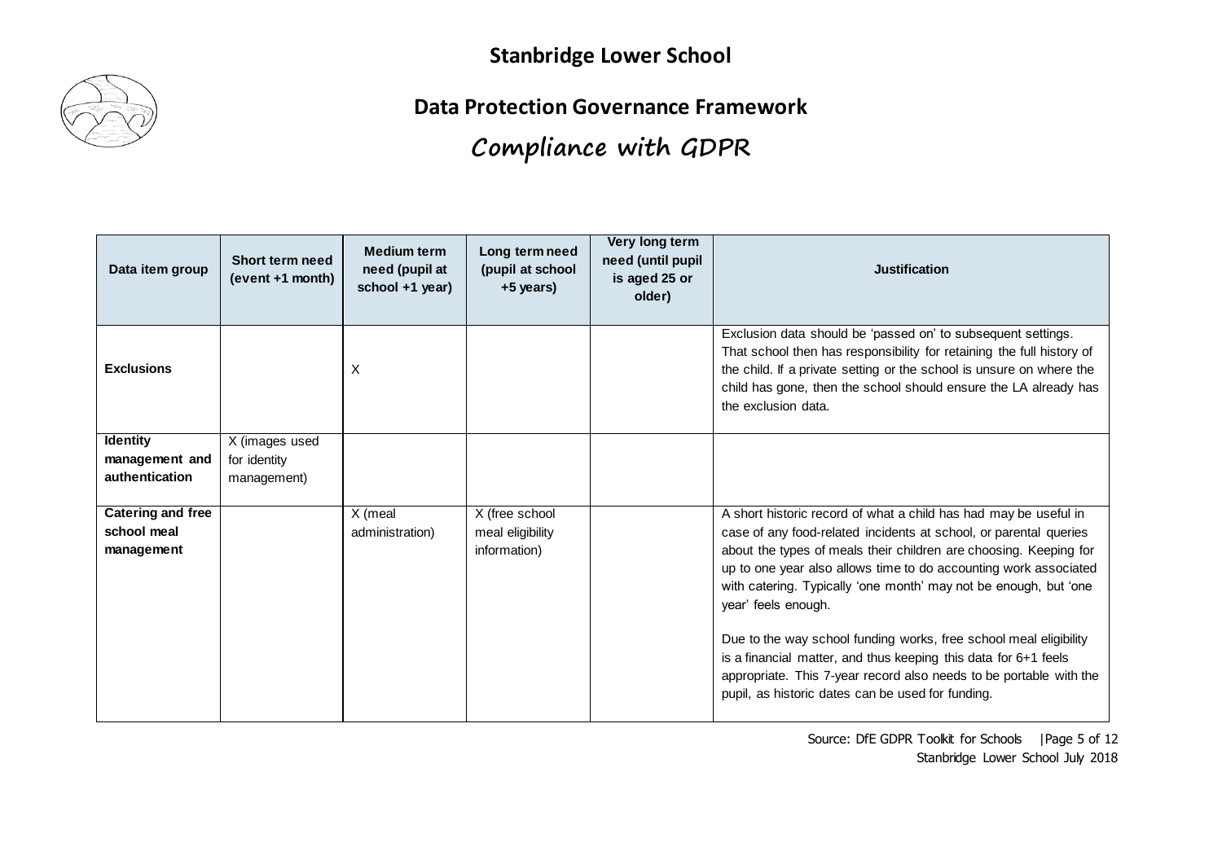# Stanbridge Lower School

## Data Protection Governance Framework

## Compliance with GDPR

| Data item group | Short term need (event +1 month) | Medium term need (pupil at school +1 year) | Long term need (pupil at school +5 years) | Very long term need (until pupil is aged 25 or older) | Justification |
|---|---|---|---|---|---|
| **Exclusions** | | X | | | Exclusion data should be 'passed on' to subsequent settings. That school then has responsibility for retaining the full history of the child. If a private setting or the school is unsure on where the child has gone, then the school should ensure the LA already has the exclusion data. |
| **Identity management and authentication** | X (images used for identity management) | | | | |
| **Catering and free school meal management** | | X (meal administration) | X (free school meal eligibility information) | | A short historic record of what a child has had may be useful in case of any food-related incidents at school, or parental queries about the types of meals their children are choosing. Keeping for up to one year also allows time to do accounting work associated with catering. Typically 'one month' may not be enough, but 'one year' feels enough.<br><br>Due to the way school funding works, free school meal eligibility is a financial matter, and thus keeping this data for 6+1 feels appropriate. This 7-year record also needs to be portable with the pupil, as historic dates can be used for funding. |

Source: DfE GDPR Toolkit for Schools

Stanbridge Lower School July 2018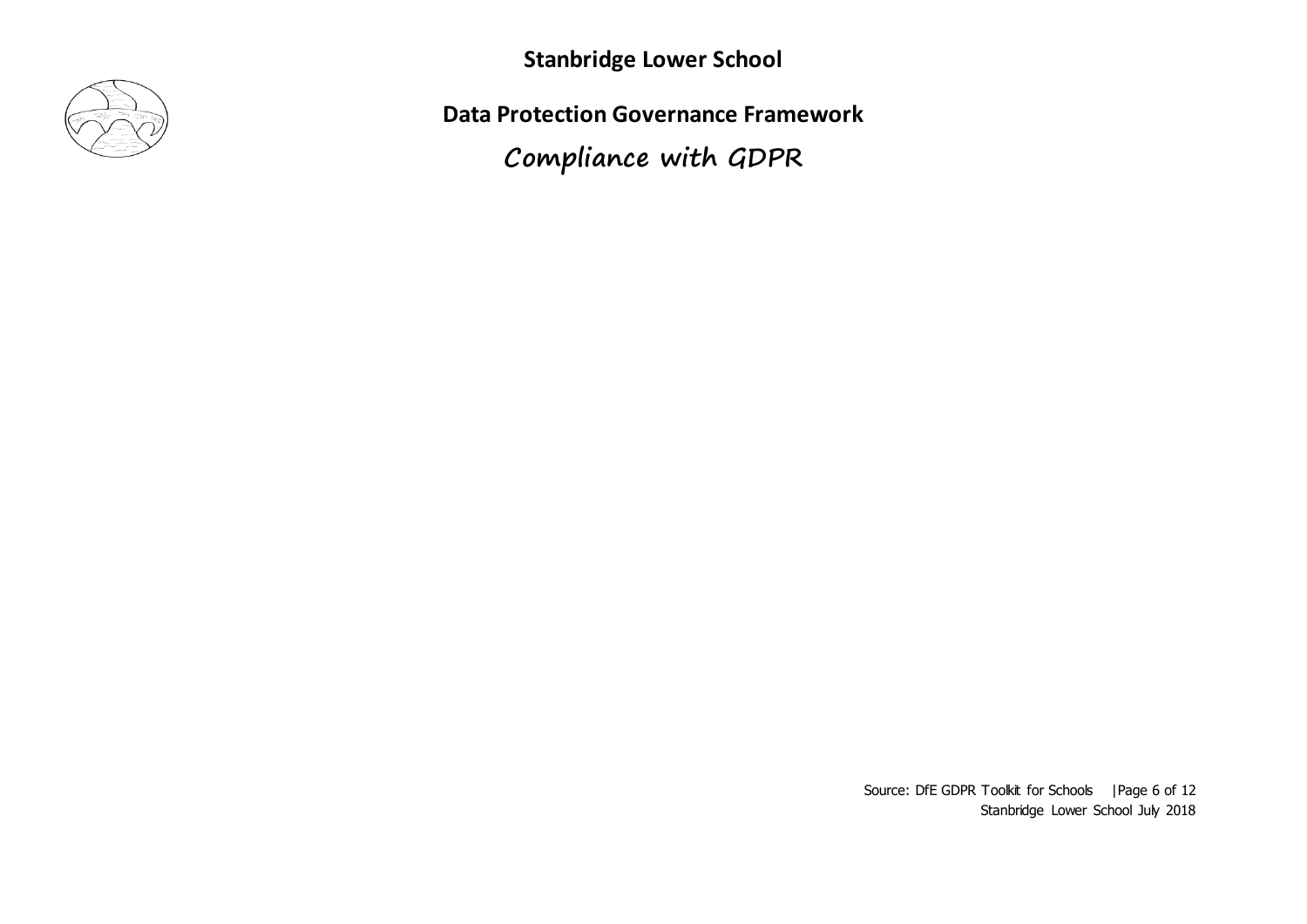**Stanbridge Lower School**

**Data Protection Governance Framework**

**Compliance with GDPR**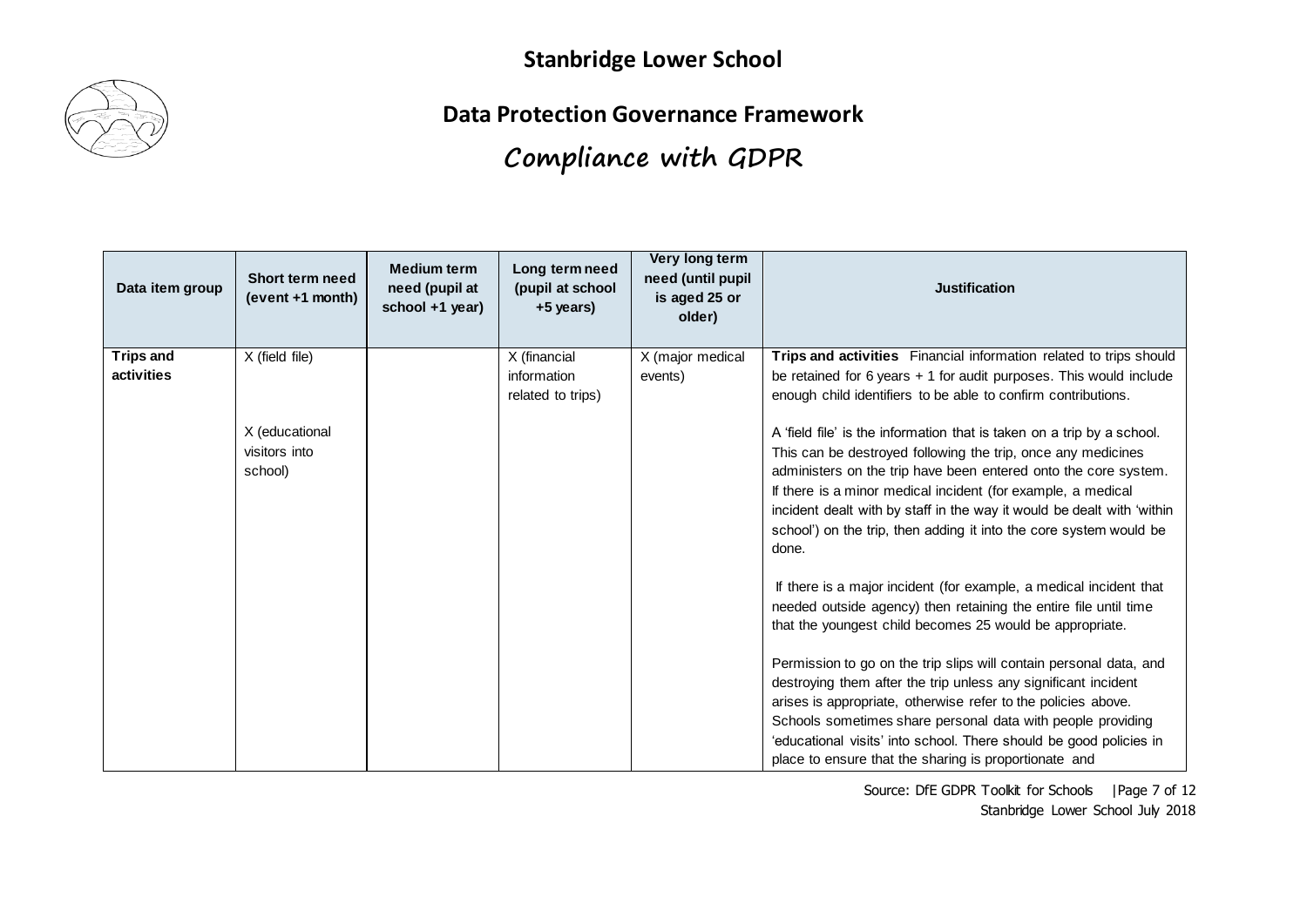# Stanbridge Lower School

## Data Protection Governance Framework

## Compliance with GDPR

| Data item group | Short term need (event +1 month) | Medium term need (pupil at school +1 year) | Long term need (pupil at school +5 years) | Very long term need (until pupil is aged 25 or older) | Justification |
|---|---|---|---|---|---|
| **Trips and activities** | X (field file)<br><br>X (educational visitors into school) | | X (financial information related to trips) | X (major medical events) | **Trips and activities** Financial information related to trips should be retained for 6 years + 1 for audit purposes. This would include enough child identifiers to be able to confirm contributions.<br><br>A 'field file' is the information that is taken on a trip by a school. This can be destroyed following the trip, once any medicines administers on the trip have been entered onto the core system. If there is a minor medical incident (for example, a medical incident dealt with by staff in the way it would be dealt with 'within school') on the trip, then adding it into the core system would be done.<br><br>If there is a major incident (for example, a medical incident that needed outside agency) then retaining the entire file until time that the youngest child becomes 25 would be appropriate.<br><br>Permission to go on the trip slips will contain personal data, and destroying them after the trip unless any significant incident arises is appropriate, otherwise refer to the policies above. Schools sometimes share personal data with people providing 'educational visits' into school. There should be good policies in place to ensure that the sharing is proportionate and |

Source: DfE GDPR Toolkit for Schools

Stanbridge Lower School July 2018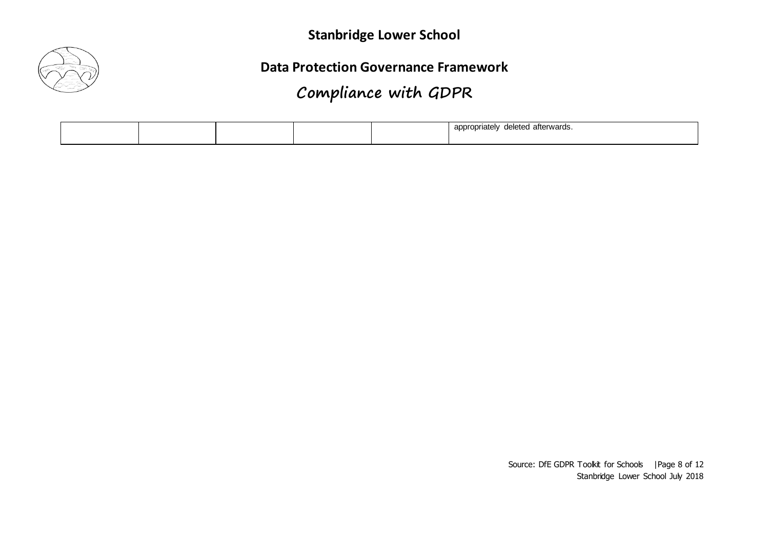|  |  |  |  |  |  |
|---|---|---|---|---|---|
|  |  |  |  |  | appropriately deleted afterwards. |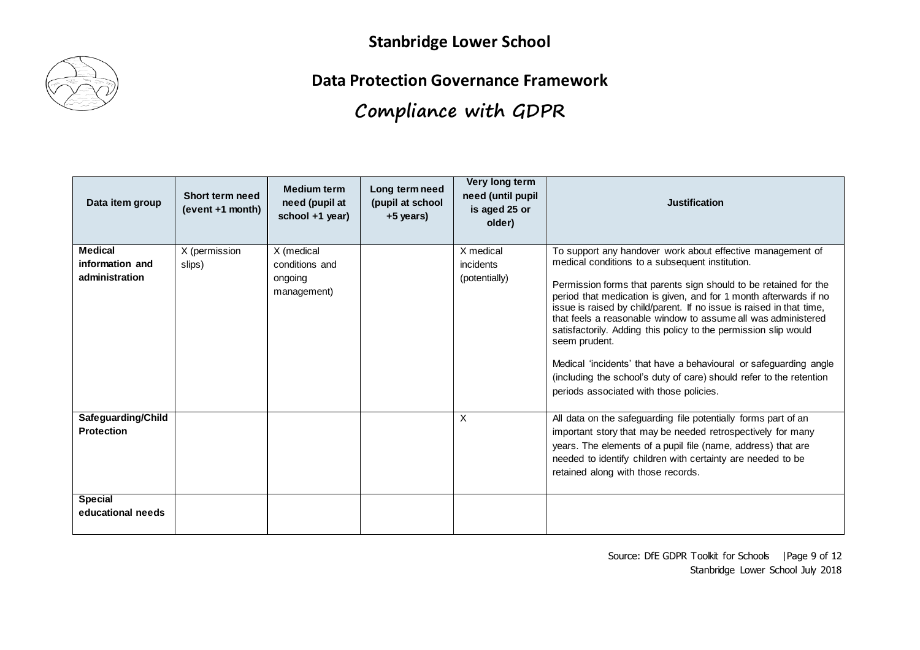# Stanbridge Lower School

## Data Protection Governance Framework

## Compliance with GDPR

| Data item group | Short term need (event +1 month) | Medium term need (pupil at school +1 year) | Long term need (pupil at school +5 years) | Very long term need (until pupil is aged 25 or older) | Justification |
|---|---|---|---|---|---|
| **Medical information and administration** | X (permission slips) | X (medical conditions and ongoing management) | | X medical incidents (potentially) | To support any handover work about effective management of medical conditions to a subsequent institution.<br><br>Permission forms that parents sign should to be retained for the period that medication is given, and for 1 month afterwards if no issue is raised by child/parent. If no issue is raised in that time, that feels a reasonable window to assume all was administered satisfactorily. Adding this policy to the permission slip would seem prudent.<br><br>Medical 'incidents' that have a behavioural or safeguarding angle (including the school's duty of care) should refer to the retention periods associated with those policies. |
| **Safeguarding/Child Protection** | | | | X | All data on the safeguarding file potentially forms part of an important story that may be needed retrospectively for many years. The elements of a pupil file (name, address) that are needed to identify children with certainty are needed to be retained along with those records. |
| **Special educational needs** | | | | | |

Source: DfE GDPR Toolkit for Schools

Stanbridge Lower School July 2018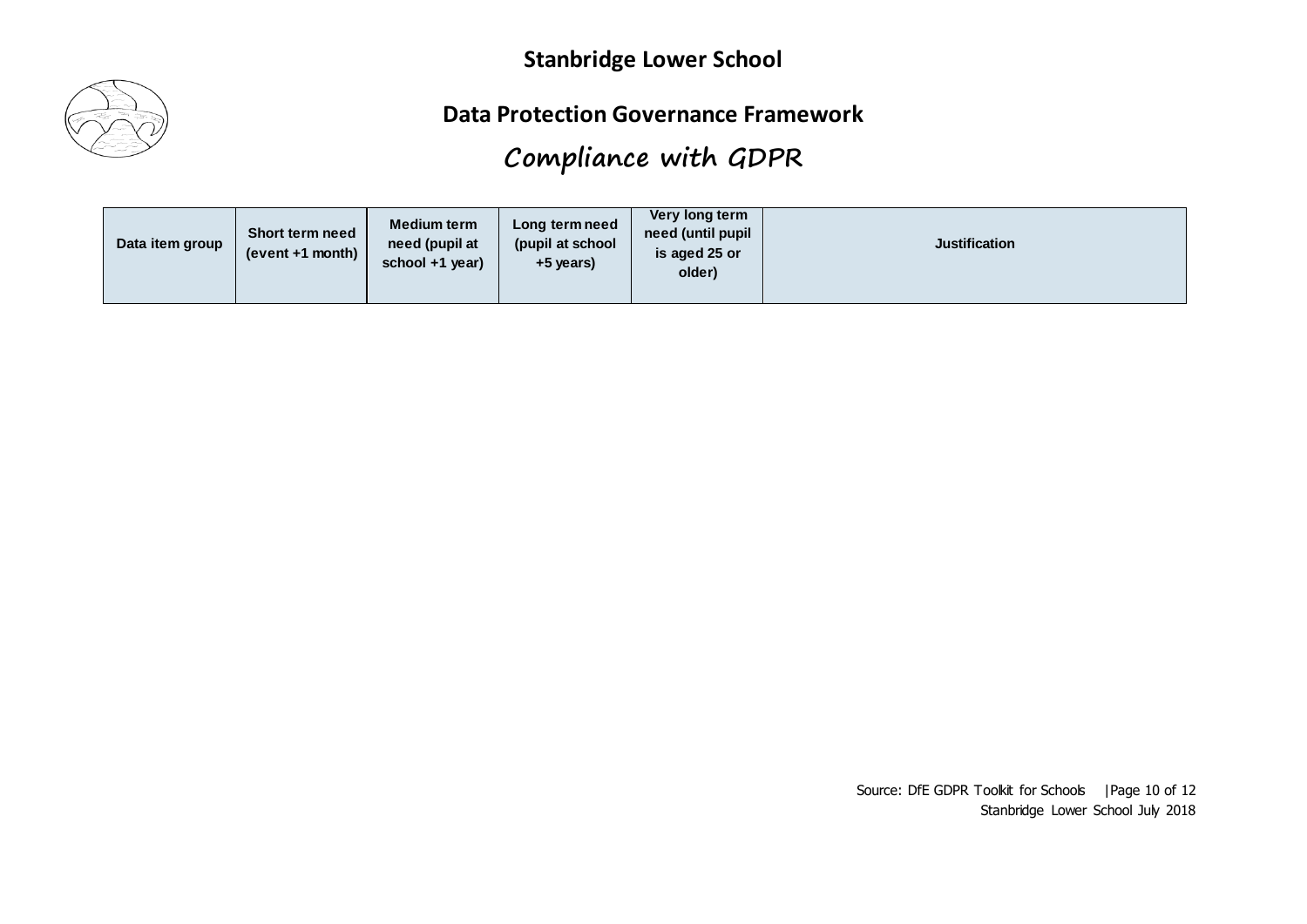# Stanbridge Lower School

## Data Protection Governance Framework

## Compliance with GDPR

| Data item group | Short term need (event +1 month) | Medium term need (pupil at school +1 year) | Long term need (pupil at school +5 years) | Very long term need (until pupil is aged 25 or older) | Justification |
|---|---|---|---|---|---|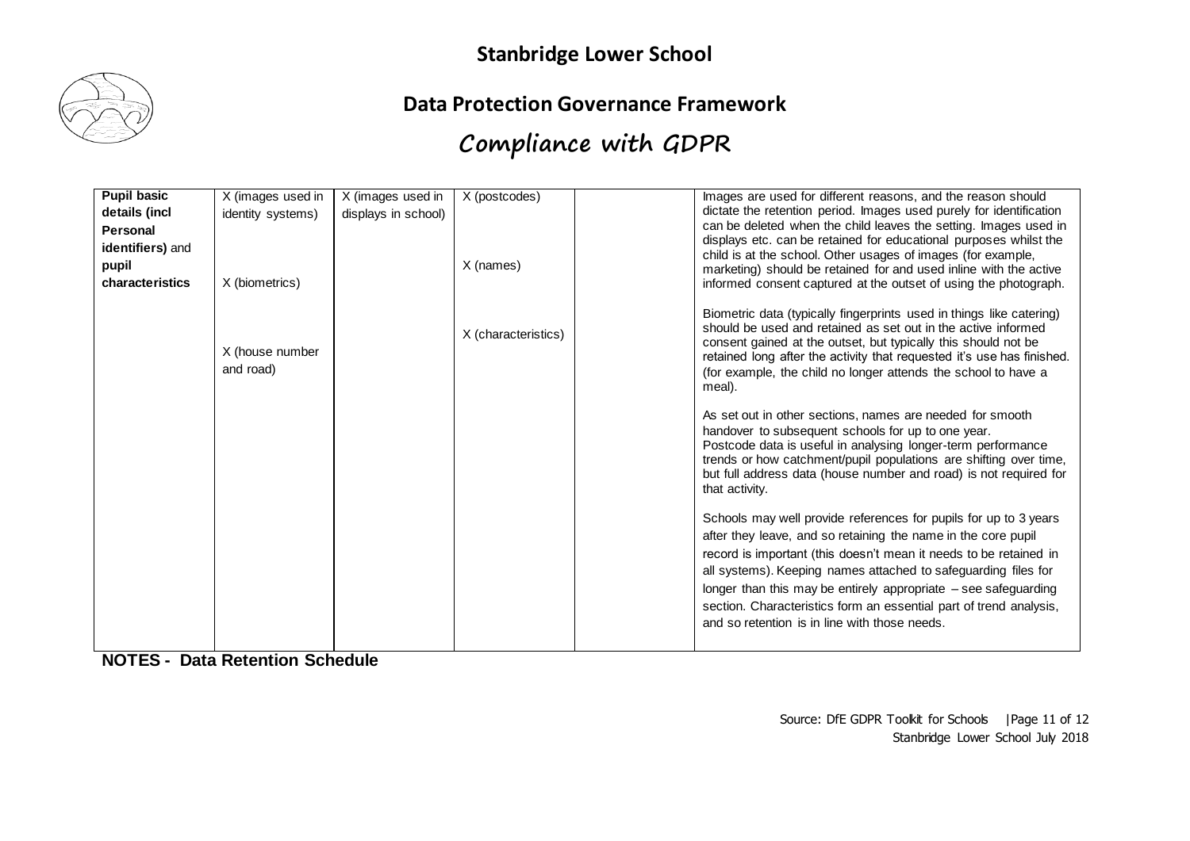# Stanbridge Lower School

## Data Protection Governance Framework

## Compliance with GDPR

| | | | | | |
|---|---|---|---|---|---|
| **Pupil basic details (incl Personal identifiers)** and **pupil characteristics** | X (images used in identity systems)<br><br>X (biometrics)<br><br>X (house number and road) | X (images used in displays in school) | X (postcodes)<br><br>X (names)<br><br>X (characteristics) | | Images are used for different reasons, and the reason should dictate the retention period. Images used purely for identification can be deleted when the child leaves the setting. Images used in displays etc. can be retained for educational purposes whilst the child is at the school. Other usages of images (for example, marketing) should be retained for and used inline with the active informed consent captured at the outset of using the photograph.<br><br>Biometric data (typically fingerprints used in things like catering) should be used and retained as set out in the active informed consent gained at the outset, but typically this should not be retained long after the activity that requested it's use has finished. (for example, the child no longer attends the school to have a meal).<br><br>As set out in other sections, names are needed for smooth handover to subsequent schools for up to one year. Postcode data is useful in analysing longer-term performance trends or how catchment/pupil populations are shifting over time, but full address data (house number and road) is not required for that activity.<br><br>Schools may well provide references for pupils for up to 3 years after they leave, and so retaining the name in the core pupil record is important (this doesn't mean it needs to be retained in all systems). Keeping names attached to safeguarding files for longer than this may be entirely appropriate – see safeguarding section. Characteristics form an essential part of trend analysis, and so retention is in line with those needs. |

**NOTES - Data Retention Schedule**

Source: DfE GDPR Toolkit for Schools
Stanbridge Lower School July 2018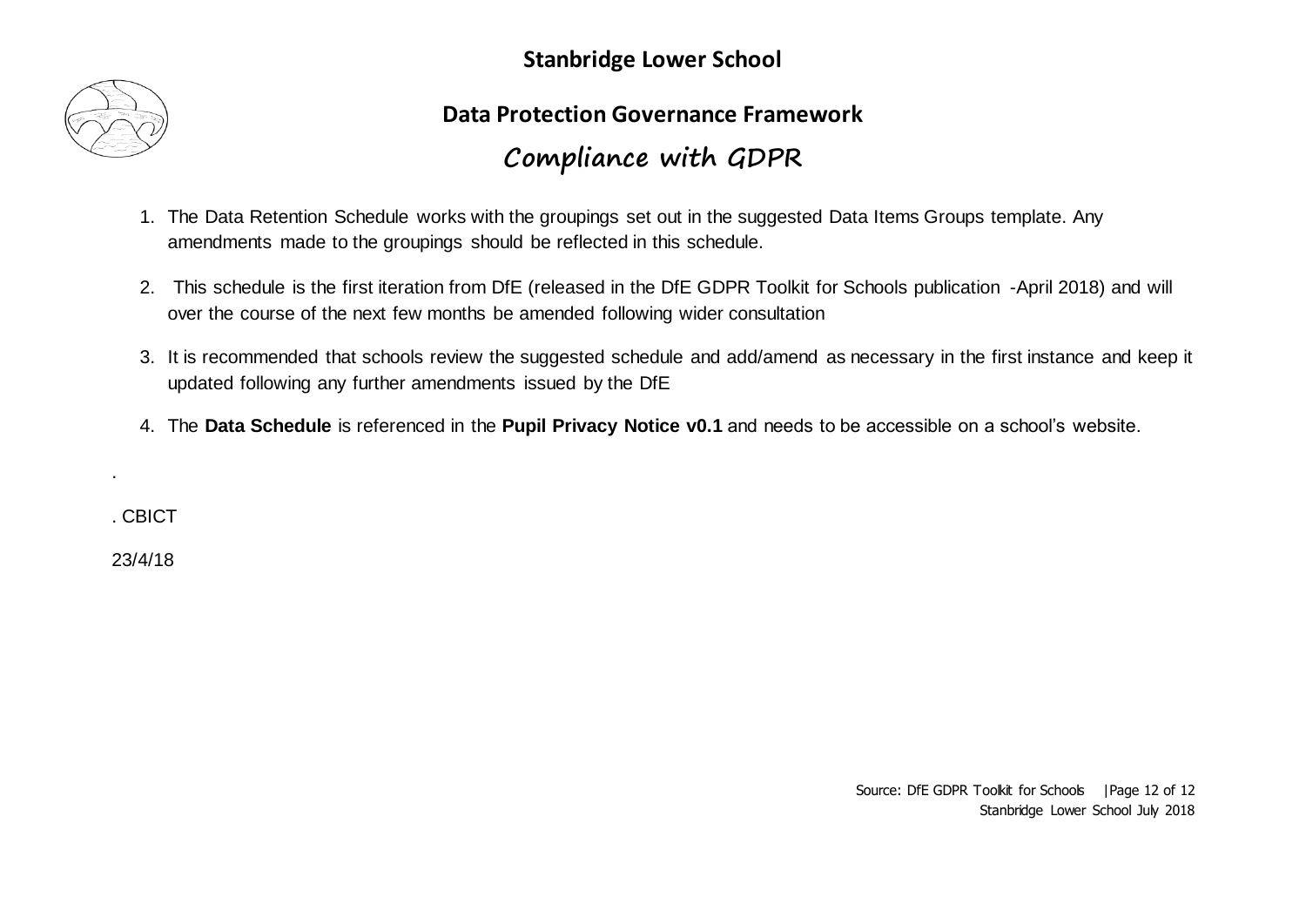# Stanbridge Lower School

## Data Protection Governance Framework

## Compliance with GDPR

1. The Data Retention Schedule works with the groupings set out in the suggested Data Items Groups template. Any amendments made to the groupings should be reflected in this schedule.

2. This schedule is the first iteration from DfE (released in the DfE GDPR Toolkit for Schools publication -April 2018) and will over the course of the next few months be amended following wider consultation

3. It is recommended that schools review the suggested schedule and add/amend as necessary in the first instance and keep it updated following any further amendments issued by the DfE

4. The **Data Schedule** is referenced in the **Pupil Privacy Notice v0.1** and needs to be accessible on a school's website.

.

. CBICT

23/4/18